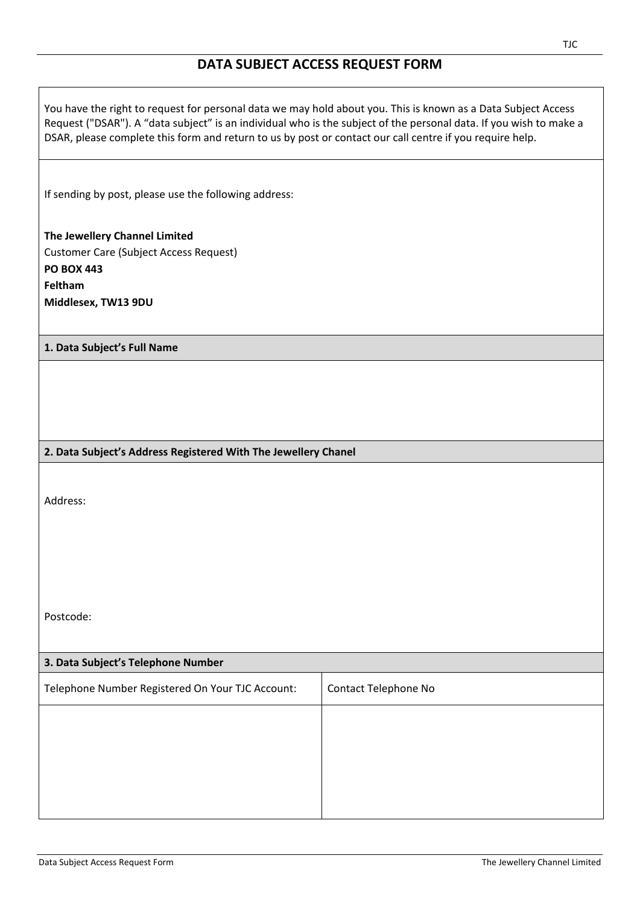# DATA SUBJECT ACCESS REQUEST FORM

You have the right to request for personal data we may hold about you. This is known as a Data Subject Access Request ("DSAR"). A "data subject" is an individual who is the subject of the personal data. If you wish to make a DSAR, please complete this form and return to us by post or contact our call centre if you require help.

If sending by post, please use the following address:

**The Jewellery Channel Limited**
Customer Care (Subject Access Request)
**PO BOX 443**
**Feltham**
**Middlesex, TW13 9DU**

**1. Data Subject's Full Name**

**2. Data Subject's Address Registered With The Jewellery Chanel**

Address:

Postcode:

**3. Data Subject's Telephone Number**

| Telephone Number Registered On Your TJC Account: | Contact Telephone No |
| --- | --- |
| | |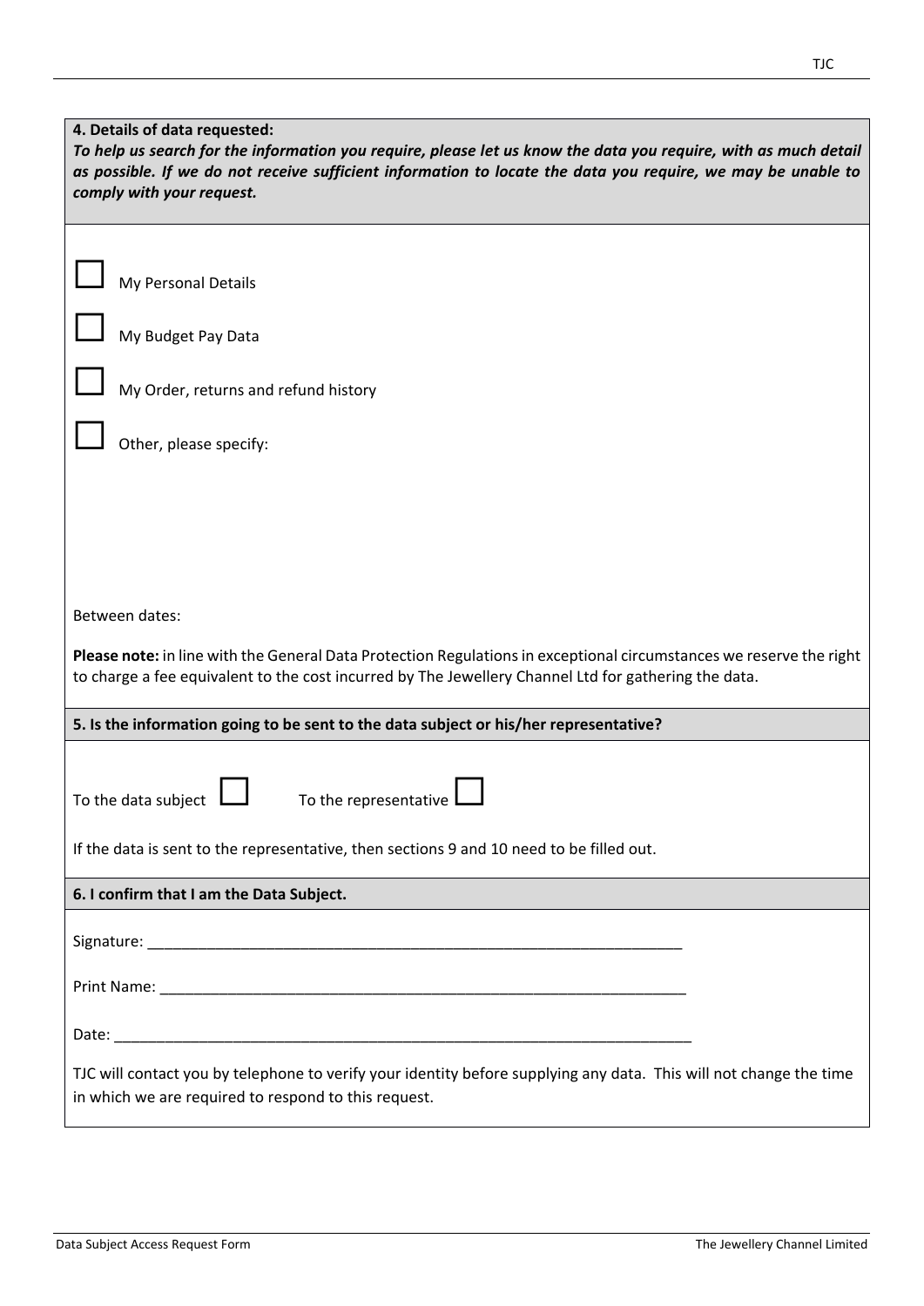**4. Details of data requested:**

***To help us search for the information you require, please let us know the data you require, with as much detail as possible. If we do not receive sufficient information to locate the data you require, we may be unable to comply with your request.***

☐ My Personal Details

☐ My Budget Pay Data

☐ My Order, returns and refund history

☐ Other, please specify:

Between dates:

**Please note:** in line with the General Data Protection Regulations in exceptional circumstances we reserve the right to charge a fee equivalent to the cost incurred by The Jewellery Channel Ltd for gathering the data.

**5. Is the information going to be sent to the data subject or his/her representative?**

To the data subject ☐ To the representative ☐

If the data is sent to the representative, then sections 9 and 10 need to be filled out.

**6. I confirm that I am the Data Subject.**

Signature: ___________________________________________________________________

Print Name: __________________________________________________________________

Date: ________________________________________________________________________

TJC will contact you by telephone to verify your identity before supplying any data. This will not change the time in which we are required to respond to this request.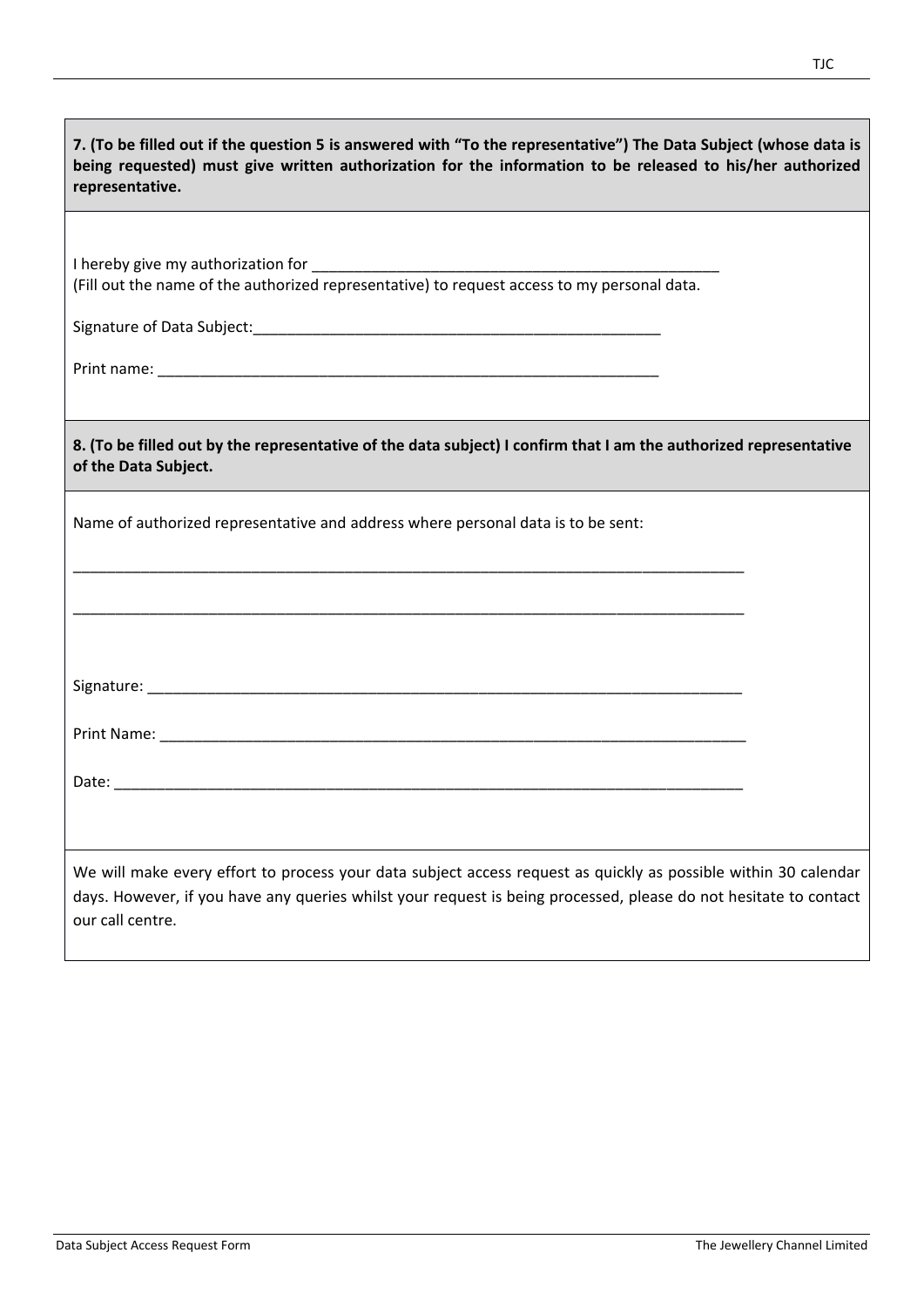**7. (To be filled out if the question 5 is answered with "To the representative") The Data Subject (whose data is being requested) must give written authorization for the information to be released to his/her authorized representative.**

I hereby give my authorization for ___________________________________________________

(Fill out the name of the authorized representative) to request access to my personal data.

Signature of Data Subject:___________________________________________________

Print name: ______________________________________________________________

**8. (To be filled out by the representative of the data subject) I confirm that I am the authorized representative of the Data Subject.**

Name of authorized representative and address where personal data is to be sent:

_____________________________________________________________________________________

_____________________________________________________________________________________

Signature: ___________________________________________________________________________

Print Name: __________________________________________________________________________

Date: _______________________________________________________________________________

We will make every effort to process your data subject access request as quickly as possible within 30 calendar days. However, if you have any queries whilst your request is being processed, please do not hesitate to contact our call centre.